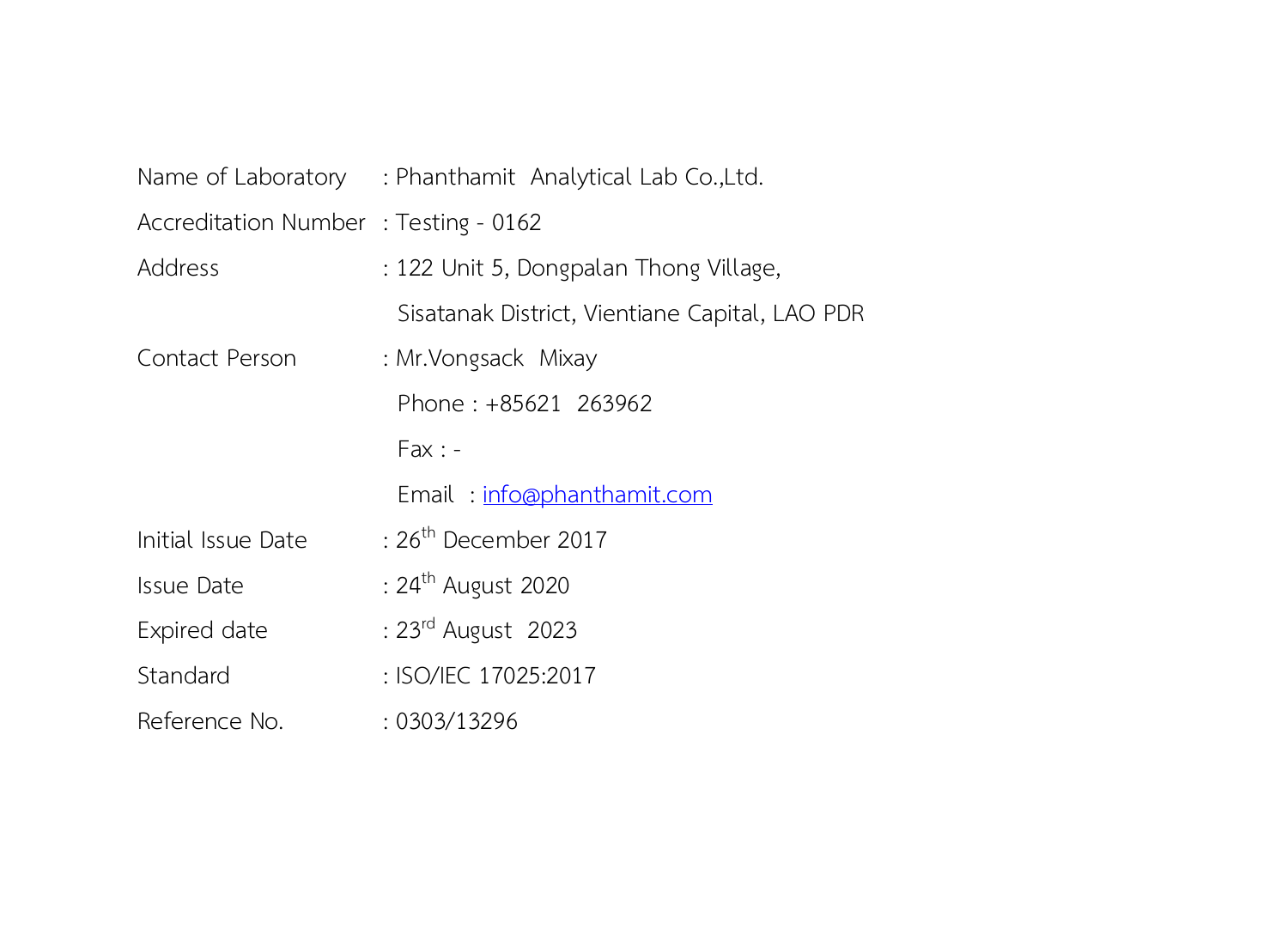| | |
|---|---|
| Name of Laboratory | : Phanthamit Analytical Lab Co.,Ltd. |
| Accreditation Number | : Testing - 0162 |
| Address | : 122 Unit 5, Dongpalan Thong Village, Sisatanak District, Vientiane Capital, LAO PDR |
| Contact Person | : Mr.Vongsack Mixay<br>Phone : +85621 263962<br>Fax : -<br>Email : info@phanthamit.com |
| Initial Issue Date | : 26th December 2017 |
| Issue Date | : 24th August 2020 |
| Expired date | : 23rd August 2023 |
| Standard | : ISO/IEC 17025:2017 |
| Reference No. | : 0303/13296 |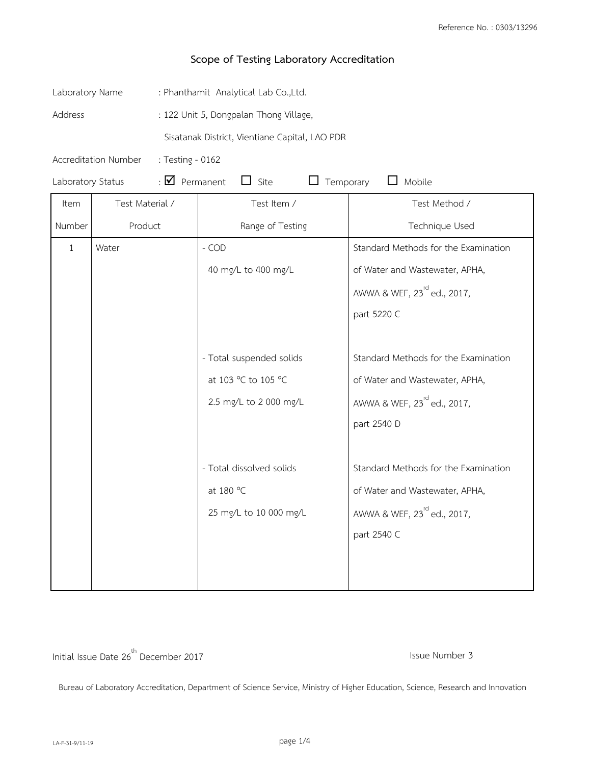Reference No. : 0303/13296

# Scope of Testing Laboratory Accreditation

Laboratory Name : Phanthamit Analytical Lab Co.,Ltd.

Address : 122 Unit 5, Dongpalan Thong Village,

Sisatanak District, Vientiane Capital, LAO PDR

Accreditation Number : Testing - 0162

Laboratory Status : ☑ Permanent ☐ Site ☐ Temporary ☐ Mobile

| Item Number | Test Material / Product | Test Item / Range of Testing | Test Method / Technique Used |
|---|---|---|---|
| 1 | Water | - COD<br>40 mg/L to 400 mg/L | Standard Methods for the Examination of Water and Wastewater, APHA, AWWA & WEF, 23rd ed., 2017, part 5220 C |
| | | - Total suspended solids<br>at 103 °C to 105 °C<br>2.5 mg/L to 2 000 mg/L | Standard Methods for the Examination of Water and Wastewater, APHA, AWWA & WEF, 23rd ed., 2017, part 2540 D |
| | | - Total dissolved solids<br>at 180 °C<br>25 mg/L to 10 000 mg/L | Standard Methods for the Examination of Water and Wastewater, APHA, AWWA & WEF, 23rd ed., 2017, part 2540 C |

Initial Issue Date 26th December 2017

Issue Number 3

Bureau of Laboratory Accreditation, Department of Science Service, Ministry of Higher Education, Science, Research and Innovation

LA-F-31-9/11-19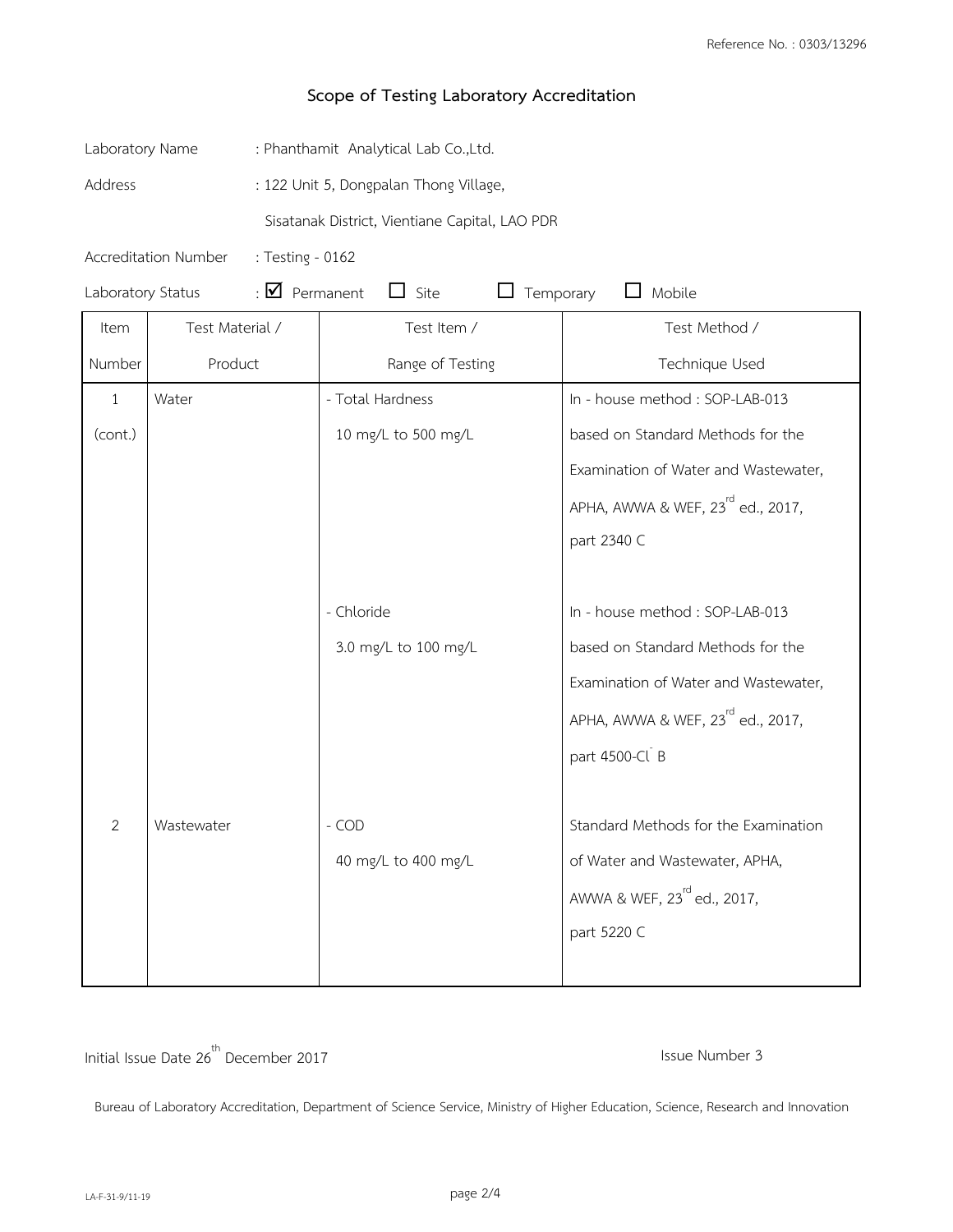Reference No. : 0303/13296

## Scope of Testing Laboratory Accreditation

Laboratory Name : Phanthamit Analytical Lab Co.,Ltd.

Address : 122 Unit 5, Dongpalan Thong Village,
Sisatanak District, Vientiane Capital, LAO PDR

Accreditation Number : Testing - 0162

Laboratory Status : ☑ Permanent ☐ Site ☐ Temporary ☐ Mobile

| Item Number | Test Material / Product | Test Item / Range of Testing | Test Method / Technique Used |
|---|---|---|---|
| 1 (cont.) | Water | - Total Hardness<br>10 mg/L to 500 mg/L | In - house method : SOP-LAB-013 based on Standard Methods for the Examination of Water and Wastewater, APHA, AWWA & WEF, 23rd ed., 2017, part 2340 C |
| | | - Chloride<br>3.0 mg/L to 100 mg/L | In - house method : SOP-LAB-013 based on Standard Methods for the Examination of Water and Wastewater, APHA, AWWA & WEF, 23rd ed., 2017, part 4500-$Cl^-$ B |
| 2 | Wastewater | - COD<br>40 mg/L to 400 mg/L | Standard Methods for the Examination of Water and Wastewater, APHA, AWWA & WEF, 23rd ed., 2017, part 5220 C |

Initial Issue Date 26th December 2017

Issue Number 3

Bureau of Laboratory Accreditation, Department of Science Service, Ministry of Higher Education, Science, Research and Innovation

LA-F-31-9/11-19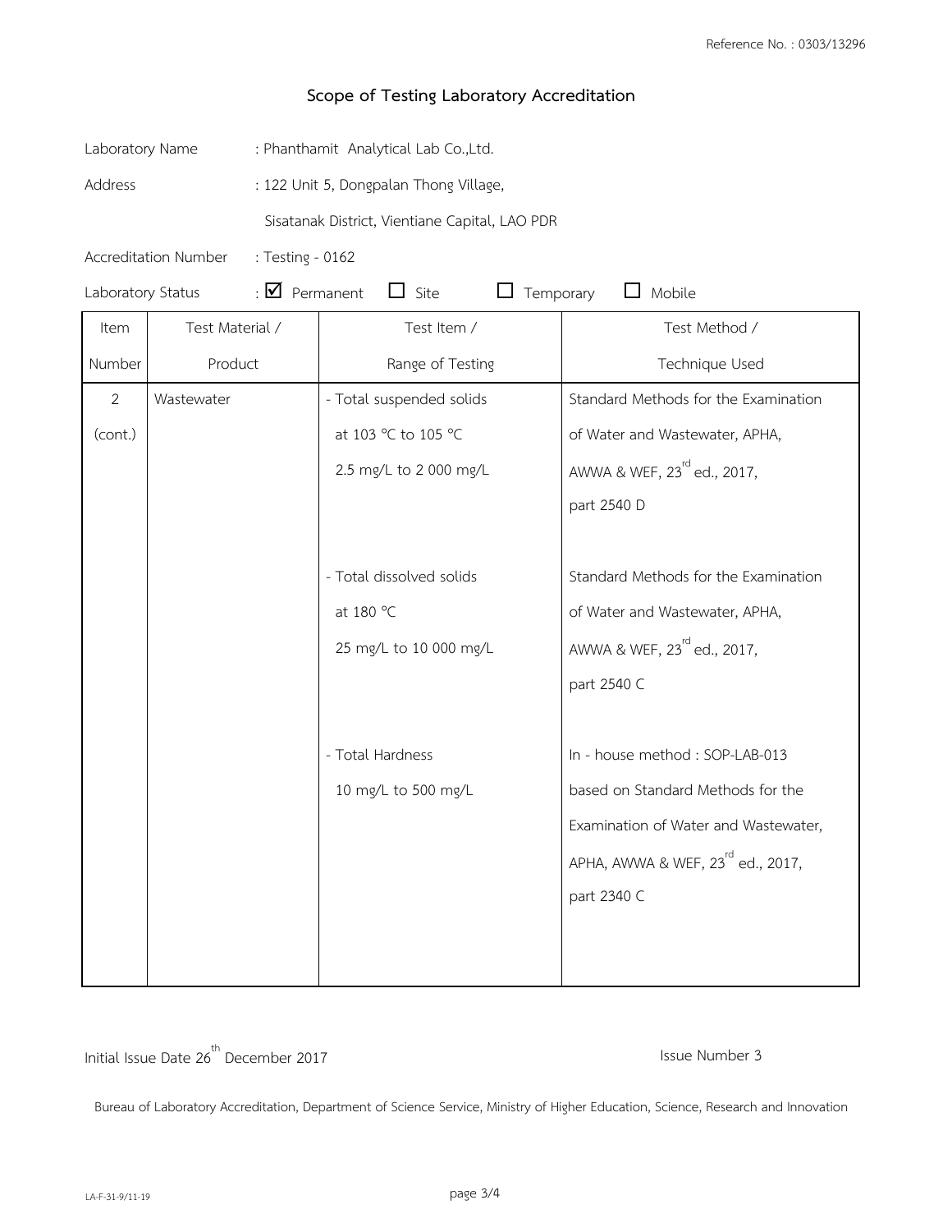## Scope of Testing Laboratory Accreditation

Reference No. : 0303/13296

Laboratory Name : Phanthamit Analytical Lab Co.,Ltd.

Address : 122 Unit 5, Dongpalan Thong Village, Sisatanak District, Vientiane Capital, LAO PDR

Accreditation Number : Testing - 0162

Laboratory Status : ☑ Permanent ☐ Site ☐ Temporary ☐ Mobile

| Item Number | Test Material / Product | Test Item / Range of Testing | Test Method / Technique Used |
|---|---|---|---|
| 2 (cont.) | Wastewater | - Total suspended solids at 103 °C to 105 °C 2.5 mg/L to 2 000 mg/L | Standard Methods for the Examination of Water and Wastewater, APHA, AWWA & WEF, 23rd ed., 2017, part 2540 D |
| | | - Total dissolved solids at 180 °C 25 mg/L to 10 000 mg/L | Standard Methods for the Examination of Water and Wastewater, APHA, AWWA & WEF, 23rd ed., 2017, part 2540 C |
| | | - Total Hardness 10 mg/L to 500 mg/L | In - house method : SOP-LAB-013 based on Standard Methods for the Examination of Water and Wastewater, APHA, AWWA & WEF, 23rd ed., 2017, part 2340 C |

Initial Issue Date 26th December 2017

Issue Number 3

Bureau of Laboratory Accreditation, Department of Science Service, Ministry of Higher Education, Science, Research and Innovation

LA-F-31-9/11-19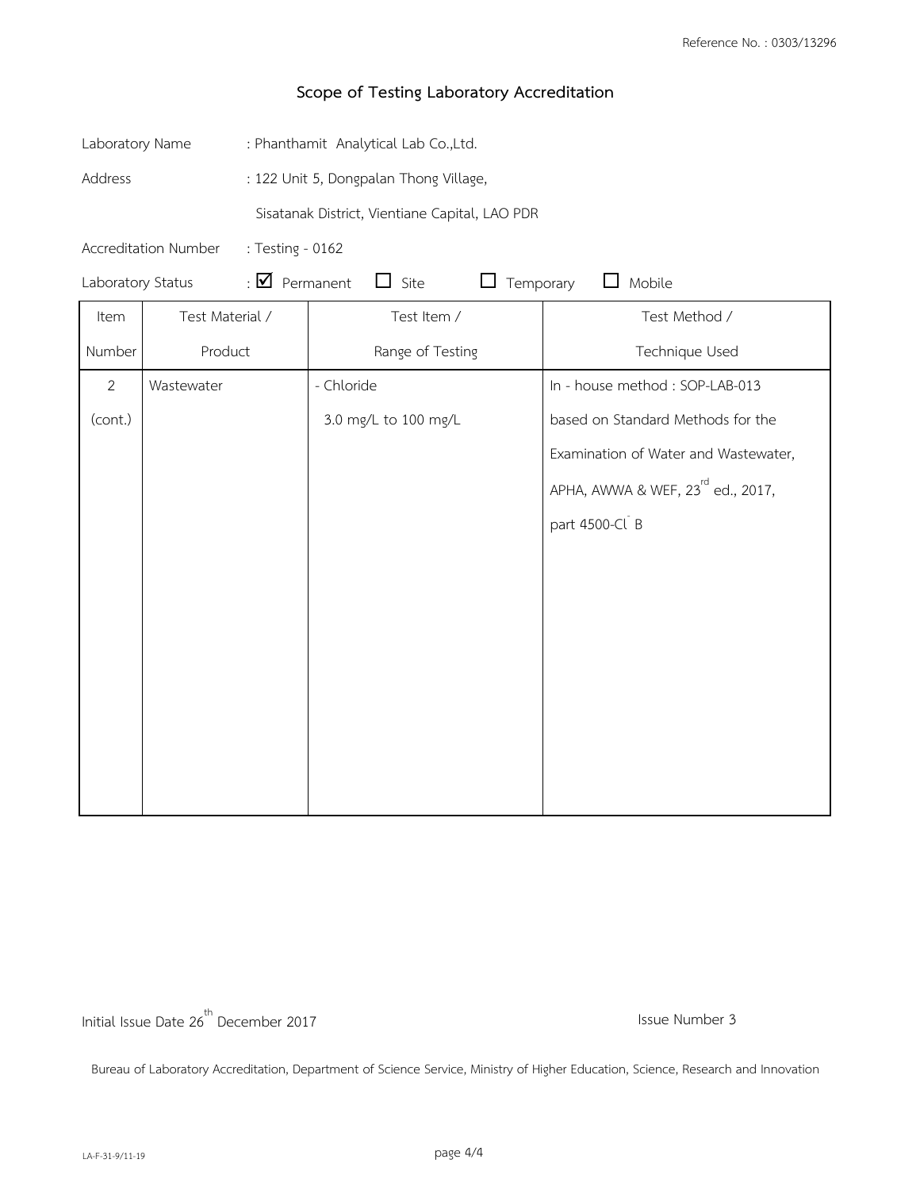Reference No. : 0303/13296

# Scope of Testing Laboratory Accreditation

Laboratory Name : Phanthamit Analytical Lab Co.,Ltd.

Address : 122 Unit 5, Dongpalan Thong Village,

Sisatanak District, Vientiane Capital, LAO PDR

Accreditation Number : Testing - 0162

Laboratory Status : ☑ Permanent ☐ Site ☐ Temporary ☐ Mobile

| Item Number | Test Material / Product | Test Item / Range of Testing | Test Method / Technique Used |
|---|---|---|---|
| 2 (cont.) | Wastewater | - Chloride<br>3.0 mg/L to 100 mg/L | In - house method : SOP-LAB-013 based on Standard Methods for the Examination of Water and Wastewater, APHA, AWWA & WEF, 23rd ed., 2017, part 4500-$Cl^-$ B |

Initial Issue Date 26th December 2017

Issue Number 3

Bureau of Laboratory Accreditation, Department of Science Service, Ministry of Higher Education, Science, Research and Innovation

LA-F-31-9/11-19